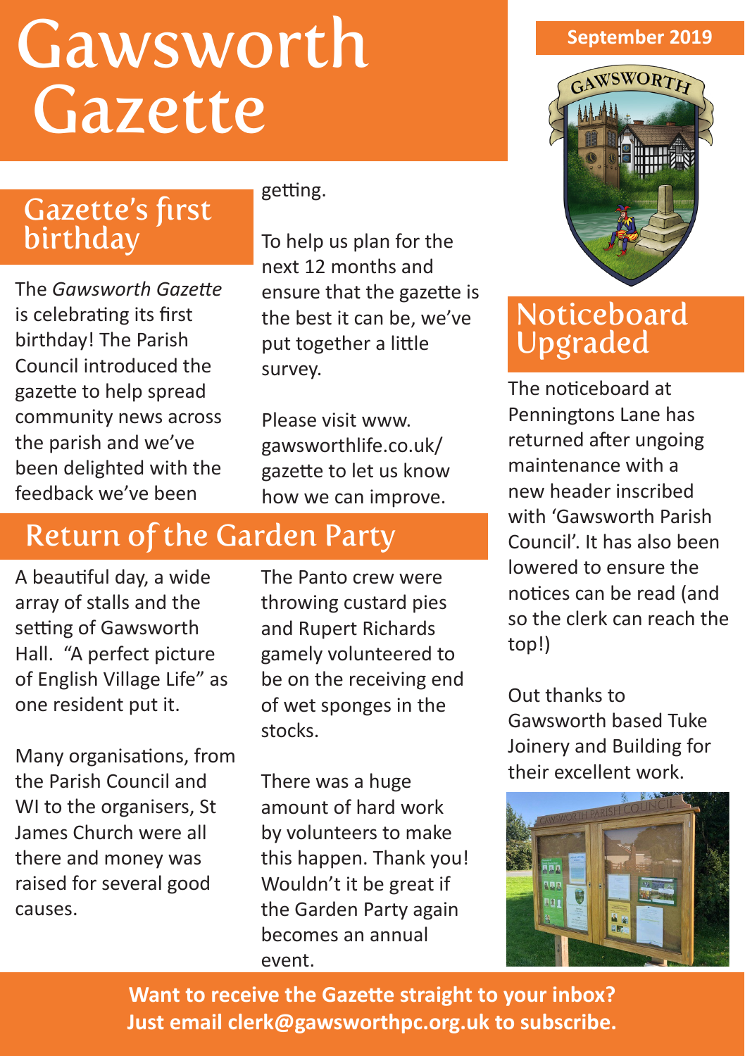# Gawsworth Gazette

September 2019

## Gazette's first birthday

The *Gawsworth Gazette* is celebrating its first birthday! The Parish Council introduced the gazette to help spread community news across the parish and we've been delighted with the feedback we've been getting.

To help us plan for the next 12 months and ensure that the gazette is the best it can be, we've put together a little survey.

Please visit www.gawsworthlife.co.uk/gazette to let us know how we can improve.

## Return of the Garden Party

A beautiful day, a wide array of stalls and the setting of Gawsworth Hall. "A perfect picture of English Village Life" as one resident put it.

Many organisations, from the Parish Council and WI to the organisers, St James Church were all there and money was raised for several good causes.

The Panto crew were throwing custard pies and Rupert Richards gamely volunteered to be on the receiving end of wet sponges in the stocks.

There was a huge amount of hard work by volunteers to make this happen. Thank you! Wouldn't it be great if the Garden Party again becomes an annual event.

## Noticeboard Upgraded

The noticeboard at Penningtons Lane has returned after ungoing maintenance with a new header inscribed with 'Gawsworth Parish Council'. It has also been lowered to ensure the notices can be read (and so the clerk can reach the top!)

Out thanks to Gawsworth based Tuke Joinery and Building for their excellent work.

**Want to receive the Gazette straight to your inbox? Just email clerk@gawsworthpc.org.uk to subscribe.**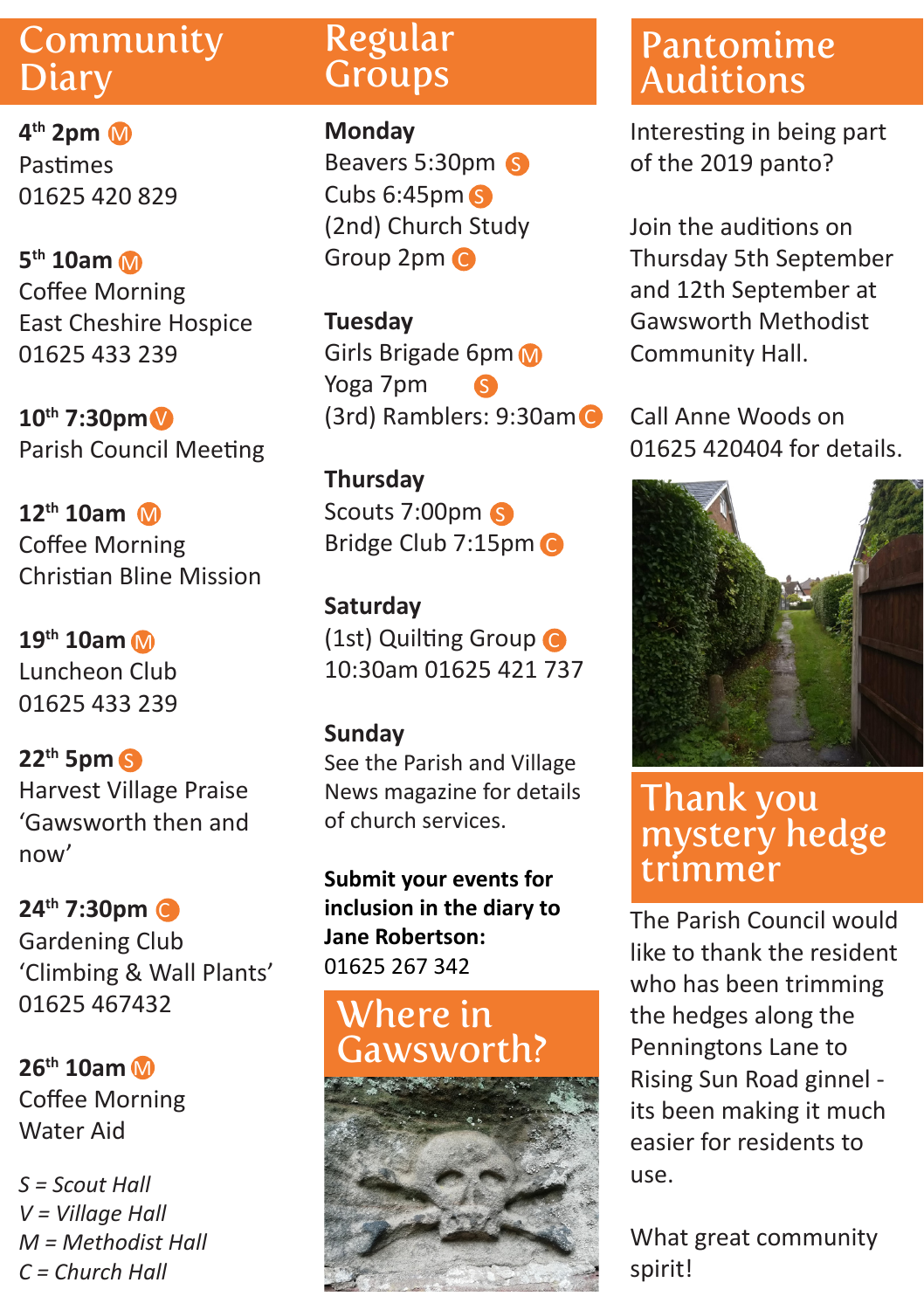## Community Diary

**4th 2pm** (M)
Pastimes
01625 420 829

**5th 10am** (M)
Coffee Morning
East Cheshire Hospice
01625 433 239

**10th 7:30pm** (V)
Parish Council Meeting

**12th 10am** (M)
Coffee Morning
Christian Bline Mission

**19th 10am** (M)
Luncheon Club
01625 433 239

**22th 5pm** (S)
Harvest Village Praise
'Gawsworth then and now'

**24th 7:30pm** (C)
Gardening Club
'Climbing & Wall Plants'
01625 467432

**26th 10am** (M)
Coffee Morning
Water Aid

*S = Scout Hall*
*V = Village Hall*
*M = Methodist Hall*
*C = Church Hall*

## Regular Groups

**Monday**
Beavers 5:30pm (S)
Cubs 6:45pm (S)
(2nd) Church Study Group 2pm (C)

**Tuesday**
Girls Brigade 6pm (M)
Yoga 7pm (S)
(3rd) Ramblers: 9:30am (C)

**Thursday**
Scouts 7:00pm (S)
Bridge Club 7:15pm (C)

**Saturday**
(1st) Quilting Group (C)
10:30am 01625 421 737

**Sunday**
See the Parish and Village News magazine for details of church services.

**Submit your events for inclusion in the diary to Jane Robertson:**
01625 267 342

## Where in Gawsworth?

## Pantomime Auditions

Interesting in being part of the 2019 panto?

Join the auditions on Thursday 5th September and 12th September at Gawsworth Methodist Community Hall.

Call Anne Woods on 01625 420404 for details.

## Thank you mystery hedge trimmer

The Parish Council would like to thank the resident who has been trimming the hedges along the Penningtons Lane to Rising Sun Road ginnel - its been making it much easier for residents to use.

What great community spirit!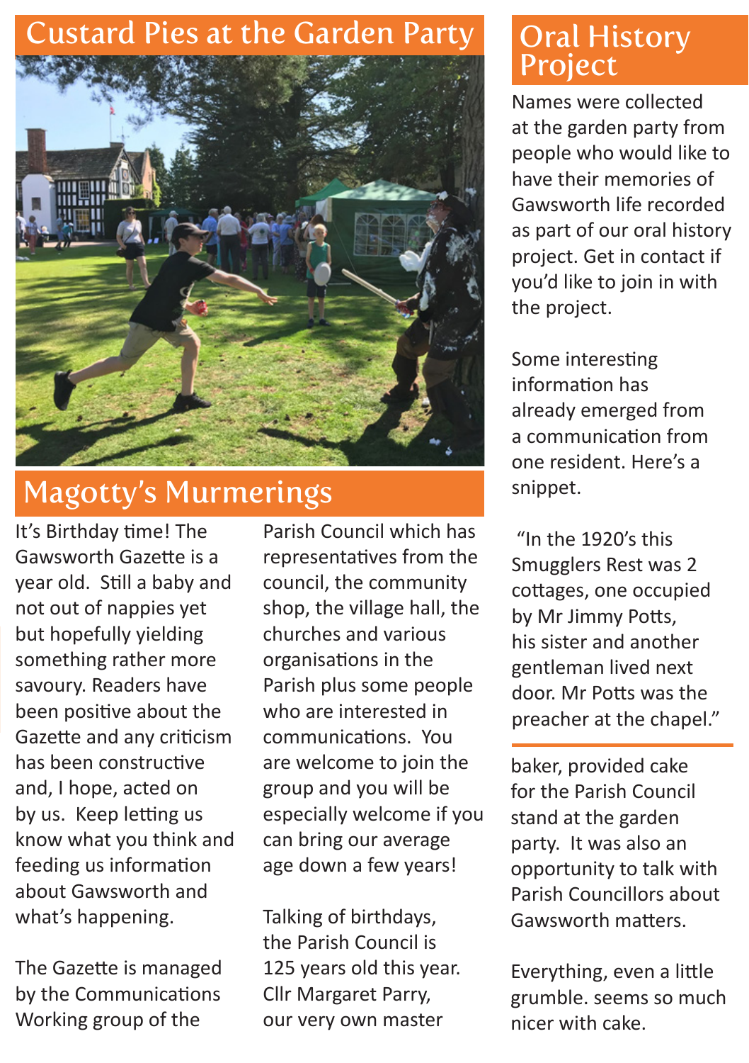## Custard Pies at the Garden Party

## Magotty's Murmerings

It's Birthday time! The Gawsworth Gazette is a year old. Still a baby and not out of nappies yet but hopefully yielding something rather more savoury. Readers have been positive about the Gazette and any criticism has been constructive and, I hope, acted on by us. Keep letting us know what you think and feeding us information about Gawsworth and what's happening.

The Gazette is managed by the Communications Working group of the Parish Council which has representatives from the council, the community shop, the village hall, the churches and various organisations in the Parish plus some people who are interested in communications. You are welcome to join the group and you will be especially welcome if you can bring our average age down a few years!

Talking of birthdays, the Parish Council is 125 years old this year. Cllr Margaret Parry, our very own master baker, provided cake for the Parish Council stand at the garden party. It was also an opportunity to talk with Parish Councillors about Gawsworth matters.

Everything, even a little grumble. seems so much nicer with cake.

## Oral History Project

Names were collected at the garden party from people who would like to have their memories of Gawsworth life recorded as part of our oral history project. Get in contact if you'd like to join in with the project.

Some interesting information has already emerged from a communication from one resident. Here's a snippet.

"In the 1920's this Smugglers Rest was 2 cottages, one occupied by Mr Jimmy Potts, his sister and another gentleman lived next door. Mr Potts was the preacher at the chapel."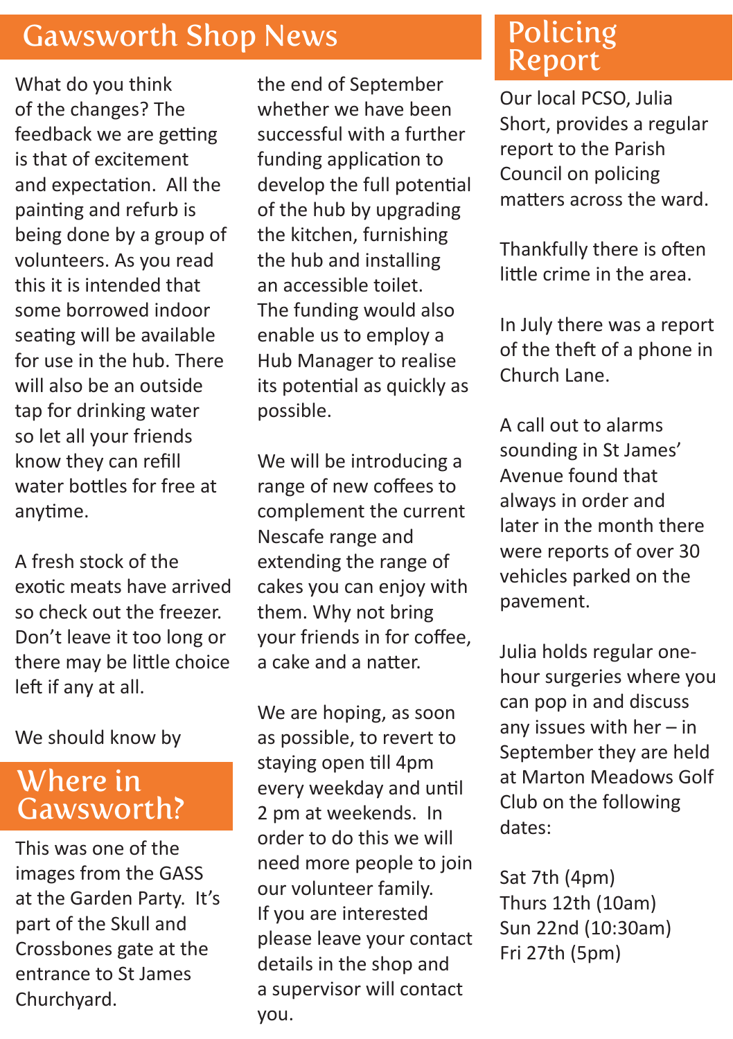## Gawsworth Shop News

What do you think of the changes? The feedback we are getting is that of excitement and expectation. All the painting and refurb is being done by a group of volunteers. As you read this it is intended that some borrowed indoor seating will be available for use in the hub. There will also be an outside tap for drinking water so let all your friends know they can refill water bottles for free at anytime.

A fresh stock of the exotic meats have arrived so check out the freezer. Don't leave it too long or there may be little choice left if any at all.

We should know by the end of September whether we have been successful with a further funding application to develop the full potential of the hub by upgrading the kitchen, furnishing the hub and installing an accessible toilet. The funding would also enable us to employ a Hub Manager to realise its potential as quickly as possible.

We will be introducing a range of new coffees to complement the current Nescafe range and extending the range of cakes you can enjoy with them. Why not bring your friends in for coffee, a cake and a natter.

We are hoping, as soon as possible, to revert to staying open till 4pm every weekday and until 2 pm at weekends. In order to do this we will need more people to join our volunteer family. If you are interested please leave your contact details in the shop and a supervisor will contact you.

## Where in Gawsworth?

This was one of the images from the GASS at the Garden Party. It's part of the Skull and Crossbones gate at the entrance to St James Churchyard.

## Policing Report

Our local PCSO, Julia Short, provides a regular report to the Parish Council on policing matters across the ward.

Thankfully there is often little crime in the area.

In July there was a report of the theft of a phone in Church Lane.

A call out to alarms sounding in St James' Avenue found that always in order and later in the month there were reports of over 30 vehicles parked on the pavement.

Julia holds regular one-hour surgeries where you can pop in and discuss any issues with her – in September they are held at Marton Meadows Golf Club on the following dates:

Sat 7th (4pm)
Thurs 12th (10am)
Sun 22nd (10:30am)
Fri 27th (5pm)